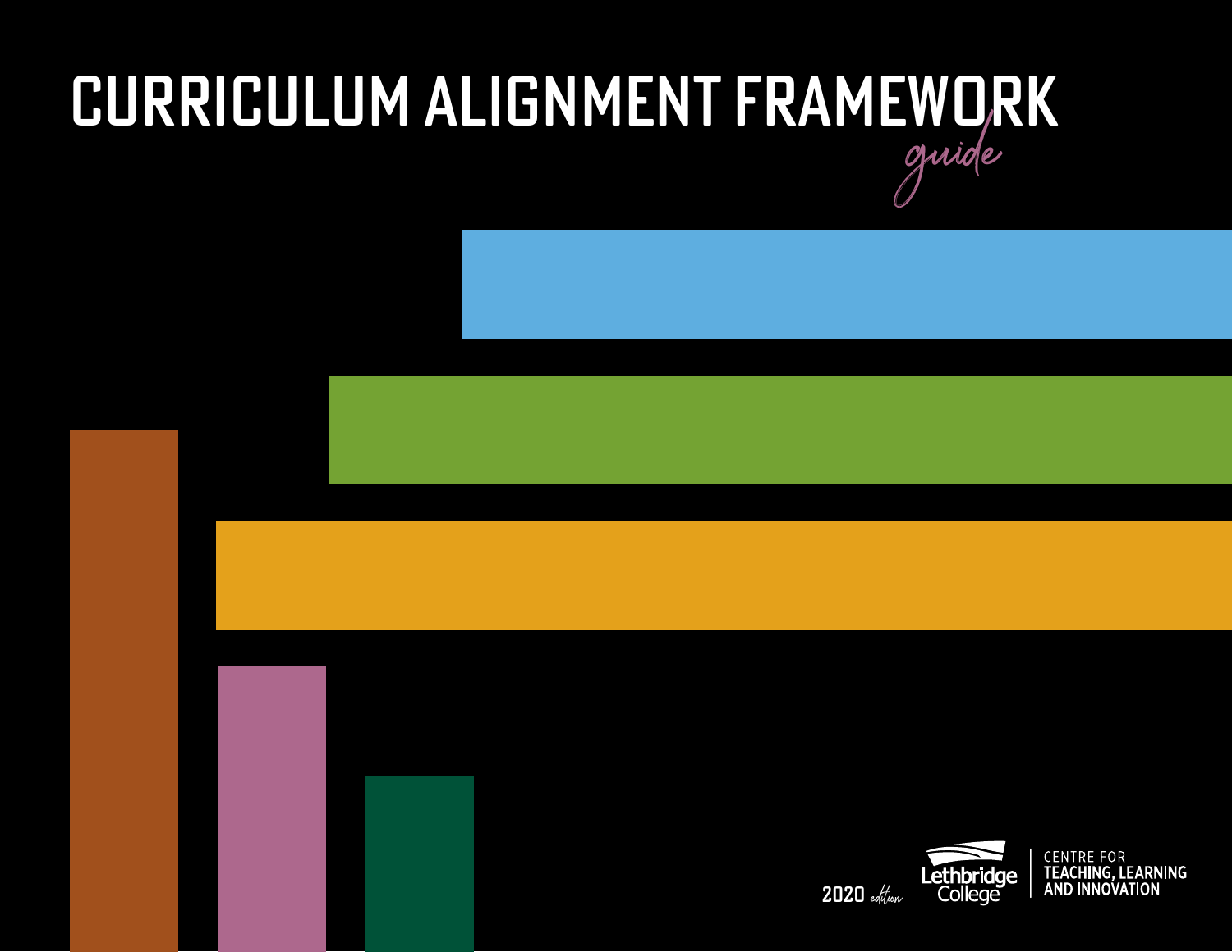# CURRICULUM ALIGNMENT FRAMEWORK *guide*

2020 *edition*

Lethbridge College | CENTRE FOR TEACHING, LEARNING AND INNOVATION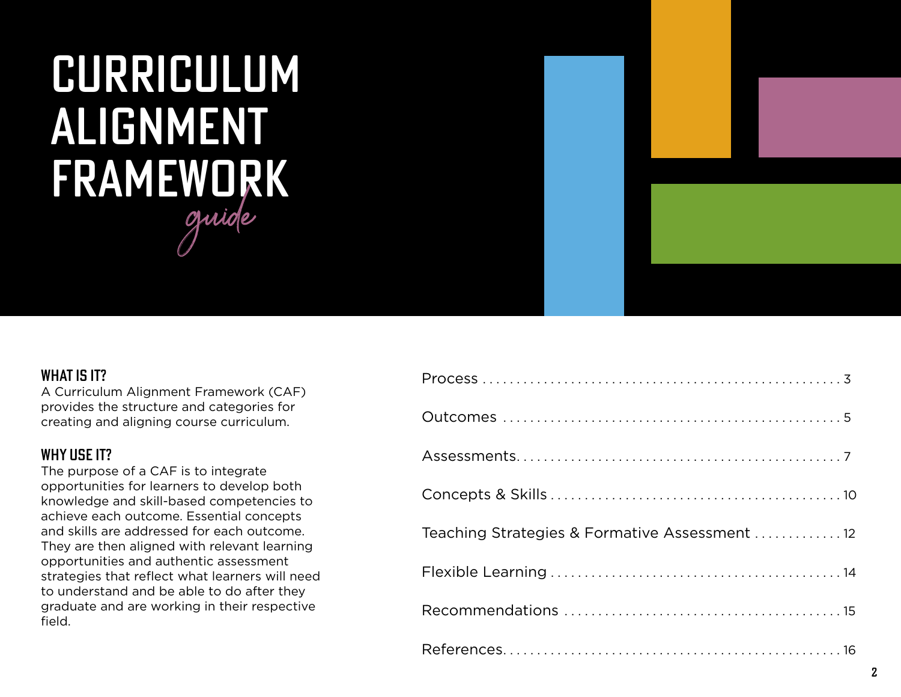# CURRICULUM ALIGNMENT FRAMEWORK *guide*

## WHAT IS IT?

A Curriculum Alignment Framework (CAF) provides the structure and categories for creating and aligning course curriculum.

## WHY USE IT?

The purpose of a CAF is to integrate opportunities for learners to develop both knowledge and skill-based competencies to achieve each outcome. Essential concepts and skills are addressed for each outcome. They are then aligned with relevant learning opportunities and authentic assessment strategies that reflect what learners will need to understand and be able to do after they graduate and are working in their respective field.

Process . . . . . . . . . . . . . . . . . . . . . . . . . . . . . . . . . . . . . . . 3

Outcomes . . . . . . . . . . . . . . . . . . . . . . . . . . . . . . . . . . . . . 5

Assessments. . . . . . . . . . . . . . . . . . . . . . . . . . . . . . . . . . . 7

Concepts & Skills . . . . . . . . . . . . . . . . . . . . . . . . . . . . . . 10

Teaching Strategies & Formative Assessment . . . . . . . . . . . . . 12

Flexible Learning . . . . . . . . . . . . . . . . . . . . . . . . . . . . . . 14

Recommendations . . . . . . . . . . . . . . . . . . . . . . . . . . . . 15

References. . . . . . . . . . . . . . . . . . . . . . . . . . . . . . . . . . . 16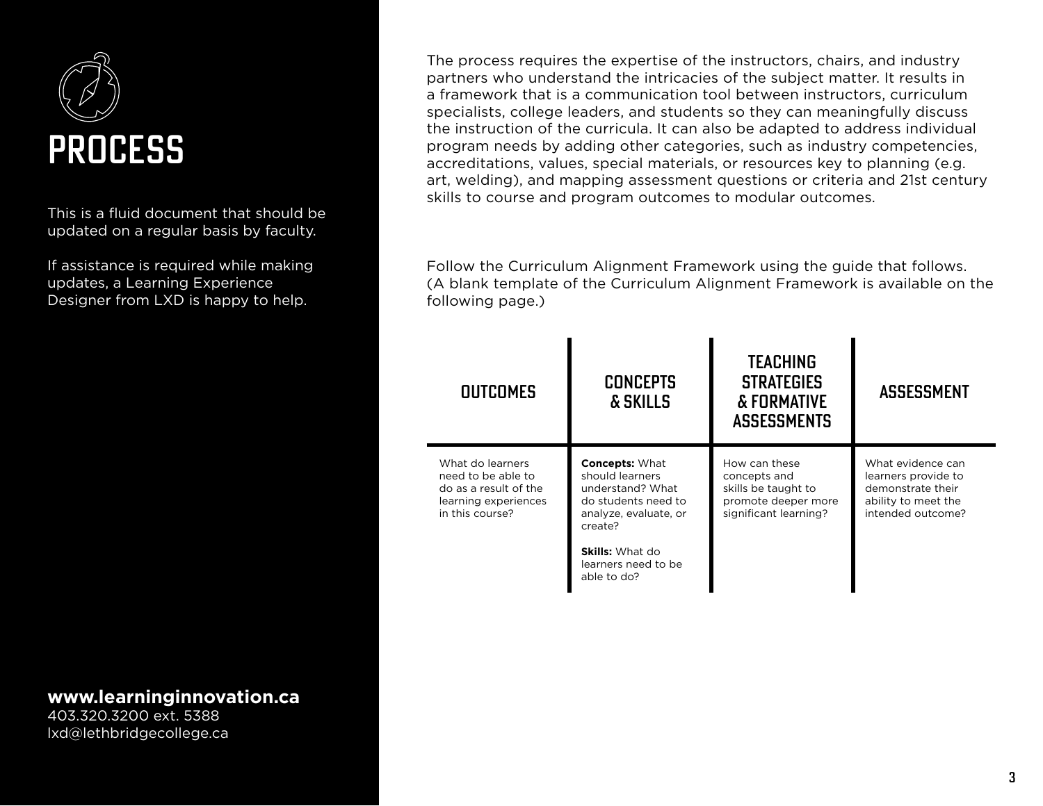# PROCESS

This is a fluid document that should be updated on a regular basis by faculty.

If assistance is required while making updates, a Learning Experience Designer from LXD is happy to help.

**www.learninginnovation.ca**
403.320.3200 ext. 5388
lxd@lethbridgecollege.ca

The process requires the expertise of the instructors, chairs, and industry partners who understand the intricacies of the subject matter. It results in a framework that is a communication tool between instructors, curriculum specialists, college leaders, and students so they can meaningfully discuss the instruction of the curricula. It can also be adapted to address individual program needs by adding other categories, such as industry competencies, accreditations, values, special materials, or resources key to planning (e.g. art, welding), and mapping assessment questions or criteria and 21st century skills to course and program outcomes to modular outcomes.

Follow the Curriculum Alignment Framework using the guide that follows. (A blank template of the Curriculum Alignment Framework is available on the following page.)

| OUTCOMES | CONCEPTS & SKILLS | TEACHING STRATEGIES & FORMATIVE ASSESSMENTS | ASSESSMENT |
|---|---|---|---|
| What do learners need to be able to do as a result of the learning experiences in this course? | **Concepts:** What should learners understand? What do students need to analyze, evaluate, or create?<br><br>**Skills:** What do learners need to be able to do? | How can these concepts and skills be taught to promote deeper more significant learning? | What evidence can learners provide to demonstrate their ability to meet the intended outcome? |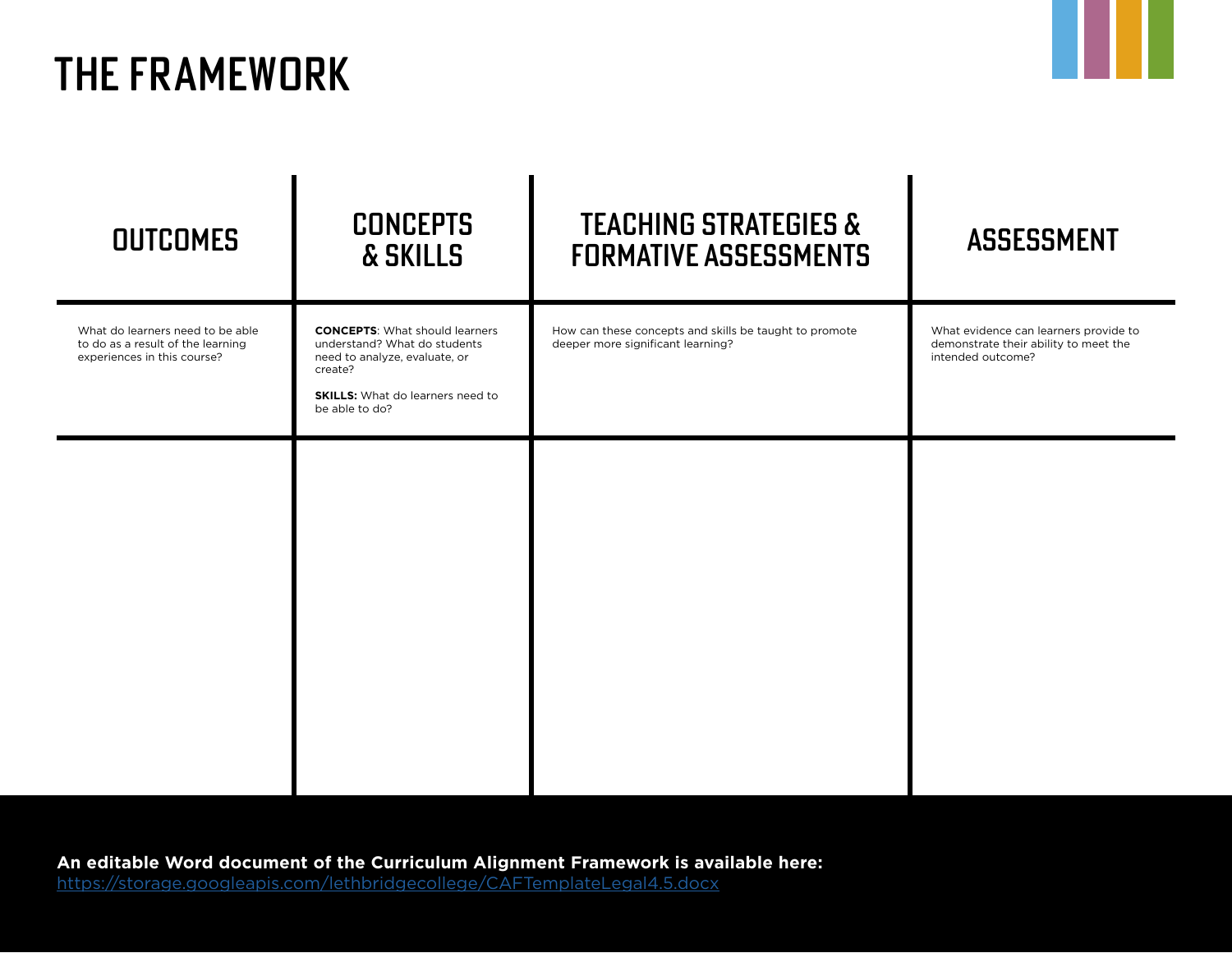# THE FRAMEWORK

| OUTCOMES | CONCEPTS & SKILLS | TEACHING STRATEGIES & FORMATIVE ASSESSMENTS | ASSESSMENT |
|---|---|---|---|
| What do learners need to be able to do as a result of the learning experiences in this course? | **CONCEPTS**: What should learners understand? What do students need to analyze, evaluate, or create?<br><br>**SKILLS:** What do learners need to be able to do? | How can these concepts and skills be taught to promote deeper more significant learning? | What evidence can learners provide to demonstrate their ability to meet the intended outcome? |
| | | | |

**An editable Word document of the Curriculum Alignment Framework is available here:**
https://storage.googleapis.com/lethbridgecollege/CAFTemplateLegal4.5.docx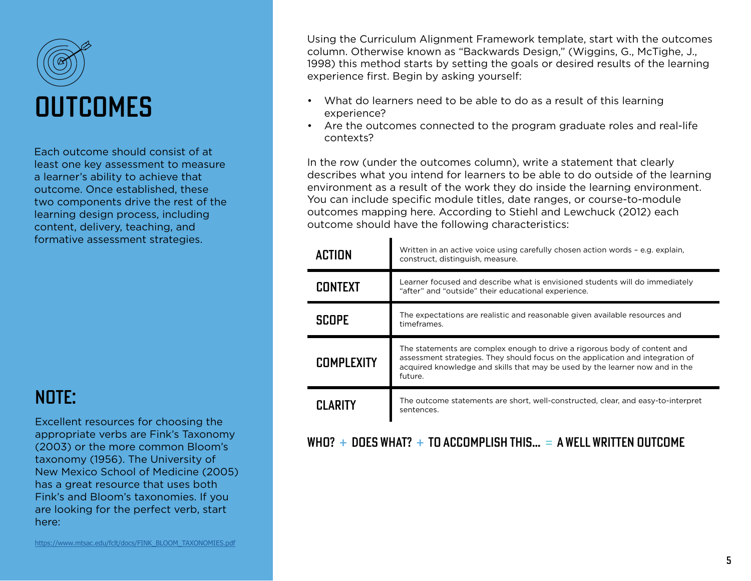# OUTCOMES

Each outcome should consist of at least one key assessment to measure a learner's ability to achieve that outcome. Once established, these two components drive the rest of the learning design process, including content, delivery, teaching, and formative assessment strategies.

## NOTE:

Excellent resources for choosing the appropriate verbs are Fink's Taxonomy (2003) or the more common Bloom's taxonomy (1956). The University of New Mexico School of Medicine (2005) has a great resource that uses both Fink's and Bloom's taxonomies. If you are looking for the perfect verb, start here:

https://www.mtsac.edu/fclt/docs/FINK_BLOOM_TAXONOMIES.pdf

Using the Curriculum Alignment Framework template, start with the outcomes column. Otherwise known as "Backwards Design," (Wiggins, G., McTighe, J., 1998) this method starts by setting the goals or desired results of the learning experience first. Begin by asking yourself:

- What do learners need to be able to do as a result of this learning experience?
- Are the outcomes connected to the program graduate roles and real-life contexts?

In the row (under the outcomes column), write a statement that clearly describes what you intend for learners to be able to do outside of the learning environment as a result of the work they do inside the learning environment. You can include specific module titles, date ranges, or course-to-module outcomes mapping here. According to Stiehl and Lewchuck (2012) each outcome should have the following characteristics:

| | |
|---|---|
| **ACTION** | Written in an active voice using carefully chosen action words – e.g. explain, construct, distinguish, measure. |
| **CONTEXT** | Learner focused and describe what is envisioned students will do immediately "after" and "outside" their educational experience. |
| **SCOPE** | The expectations are realistic and reasonable given available resources and timeframes. |
| **COMPLEXITY** | The statements are complex enough to drive a rigorous body of content and assessment strategies. They should focus on the application and integration of acquired knowledge and skills that may be used by the learner now and in the future. |
| **CLARITY** | The outcome statements are short, well-constructed, clear, and easy-to-interpret sentences. |

**WHO? + DOES WHAT? + TO ACCOMPLISH THIS... = A WELL WRITTEN OUTCOME**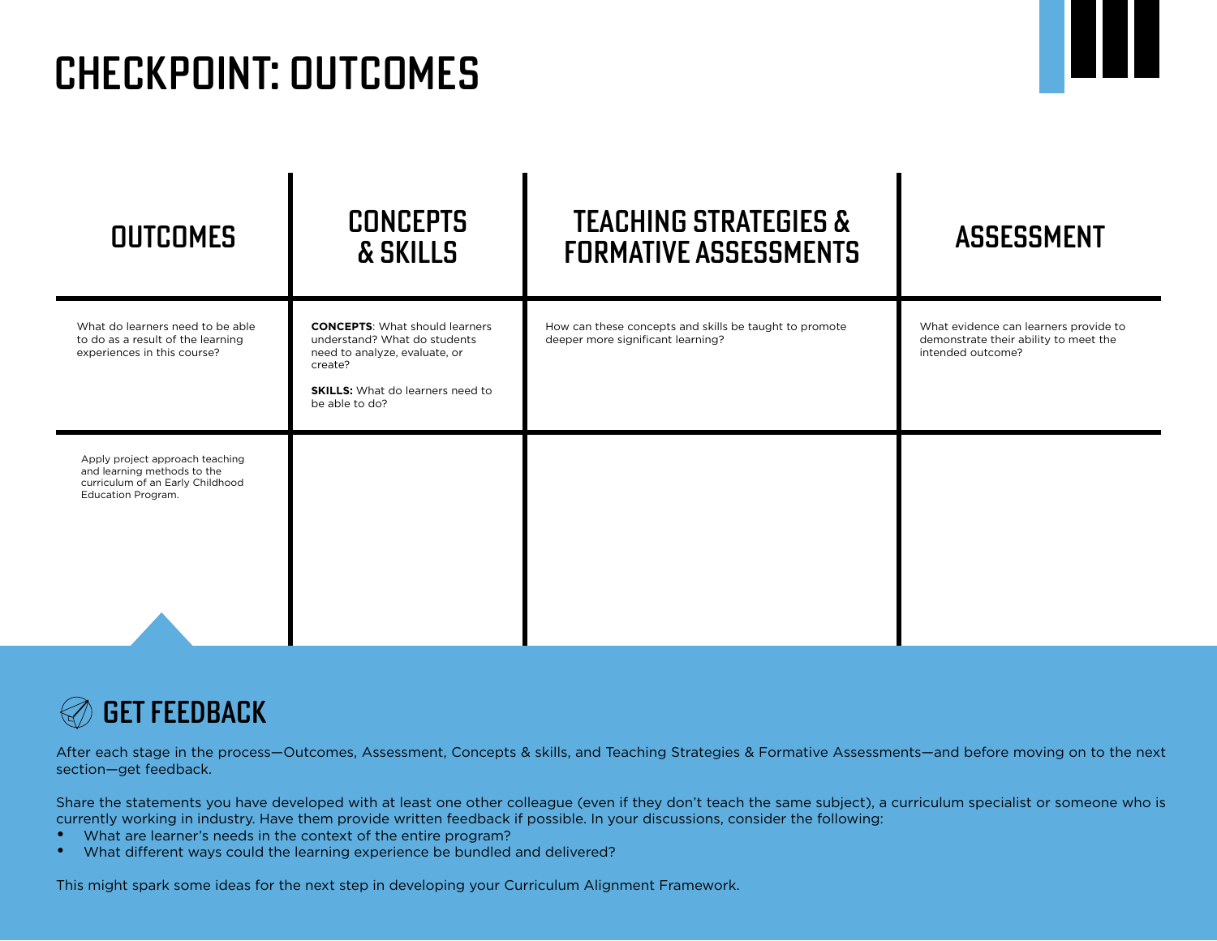# CHECKPOINT: OUTCOMES

| OUTCOMES | CONCEPTS & SKILLS | TEACHING STRATEGIES & FORMATIVE ASSESSMENTS | ASSESSMENT |
|---|---|---|---|
| What do learners need to be able to do as a result of the learning experiences in this course? | **CONCEPTS**: What should learners understand? What do students need to analyze, evaluate, or create?<br><br>**SKILLS:** What do learners need to be able to do? | How can these concepts and skills be taught to promote deeper more significant learning? | What evidence can learners provide to demonstrate their ability to meet the intended outcome? |
| Apply project approach teaching and learning methods to the curriculum of an Early Childhood Education Program. | | | |

## GET FEEDBACK

After each stage in the process—Outcomes, Assessment, Concepts & skills, and Teaching Strategies & Formative Assessments—and before moving on to the next section—get feedback.

Share the statements you have developed with at least one other colleague (even if they don't teach the same subject), a curriculum specialist or someone who is currently working in industry. Have them provide written feedback if possible. In your discussions, consider the following:

- What are learner's needs in the context of the entire program?
- What different ways could the learning experience be bundled and delivered?

This might spark some ideas for the next step in developing your Curriculum Alignment Framework.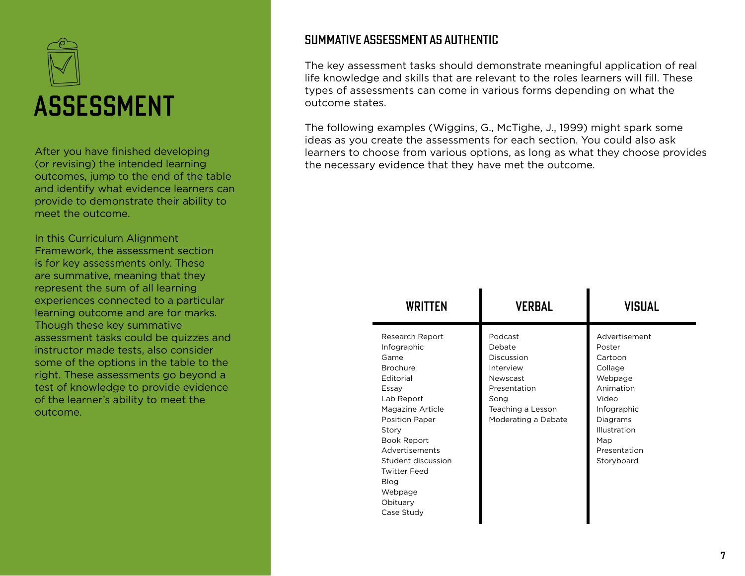# ASSESSMENT

After you have finished developing (or revising) the intended learning outcomes, jump to the end of the table and identify what evidence learners can provide to demonstrate their ability to meet the outcome.

In this Curriculum Alignment Framework, the assessment section is for key assessments only. These are summative, meaning that they represent the sum of all learning experiences connected to a particular learning outcome and are for marks. Though these key summative assessment tasks could be quizzes and instructor made tests, also consider some of the options in the table to the right. These assessments go beyond a test of knowledge to provide evidence of the learner's ability to meet the outcome.

## SUMMATIVE ASSESSMENT AS AUTHENTIC

The key assessment tasks should demonstrate meaningful application of real life knowledge and skills that are relevant to the roles learners will fill. These types of assessments can come in various forms depending on what the outcome states.

The following examples (Wiggins, G., McTighe, J., 1999) might spark some ideas as you create the assessments for each section. You could also ask learners to choose from various options, as long as what they choose provides the necessary evidence that they have met the outcome.

| WRITTEN | VERBAL | VISUAL |
|---|---|---|
| Research Report | Podcast | Advertisement |
| Infographic | Debate | Poster |
| Game | Discussion | Cartoon |
| Brochure | Interview | Collage |
| Editorial | Newscast | Webpage |
| Essay | Presentation | Animation |
| Lab Report | Song | Video |
| Magazine Article | Teaching a Lesson | Infographic |
| Position Paper | Moderating a Debate | Diagrams |
| Story | | Illustration |
| Book Report | | Map |
| Advertisements | | Presentation |
| Student discussion | | Storyboard |
| Twitter Feed | | |
| Blog | | |
| Webpage | | |
| Obituary | | |
| Case Study | | |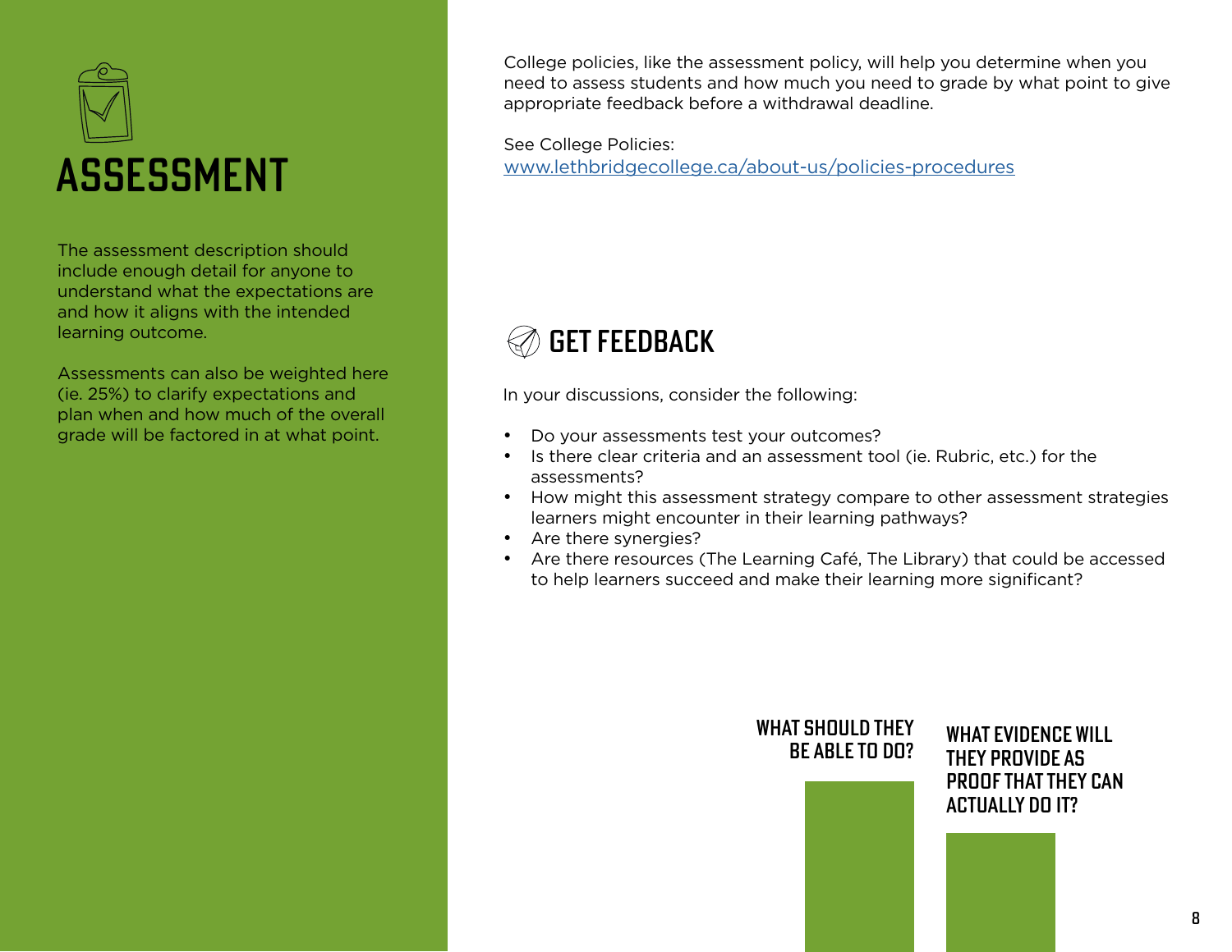# ASSESSMENT

The assessment description should include enough detail for anyone to understand what the expectations are and how it aligns with the intended learning outcome.

Assessments can also be weighted here (ie. 25%) to clarify expectations and plan when and how much of the overall grade will be factored in at what point.

College policies, like the assessment policy, will help you determine when you need to assess students and how much you need to grade by what point to give appropriate feedback before a withdrawal deadline.

See College Policies:
[www.lethbridgecollege.ca/about-us/policies-procedures](www.lethbridgecollege.ca/about-us/policies-procedures)

## GET FEEDBACK

In your discussions, consider the following:

- Do your assessments test your outcomes?
- Is there clear criteria and an assessment tool (ie. Rubric, etc.) for the assessments?
- How might this assessment strategy compare to other assessment strategies learners might encounter in their learning pathways?
- Are there synergies?
- Are there resources (The Learning Café, The Library) that could be accessed to help learners succeed and make their learning more significant?

**WHAT SHOULD THEY BE ABLE TO DO?**

**WHAT EVIDENCE WILL THEY PROVIDE AS PROOF THAT THEY CAN ACTUALLY DO IT?**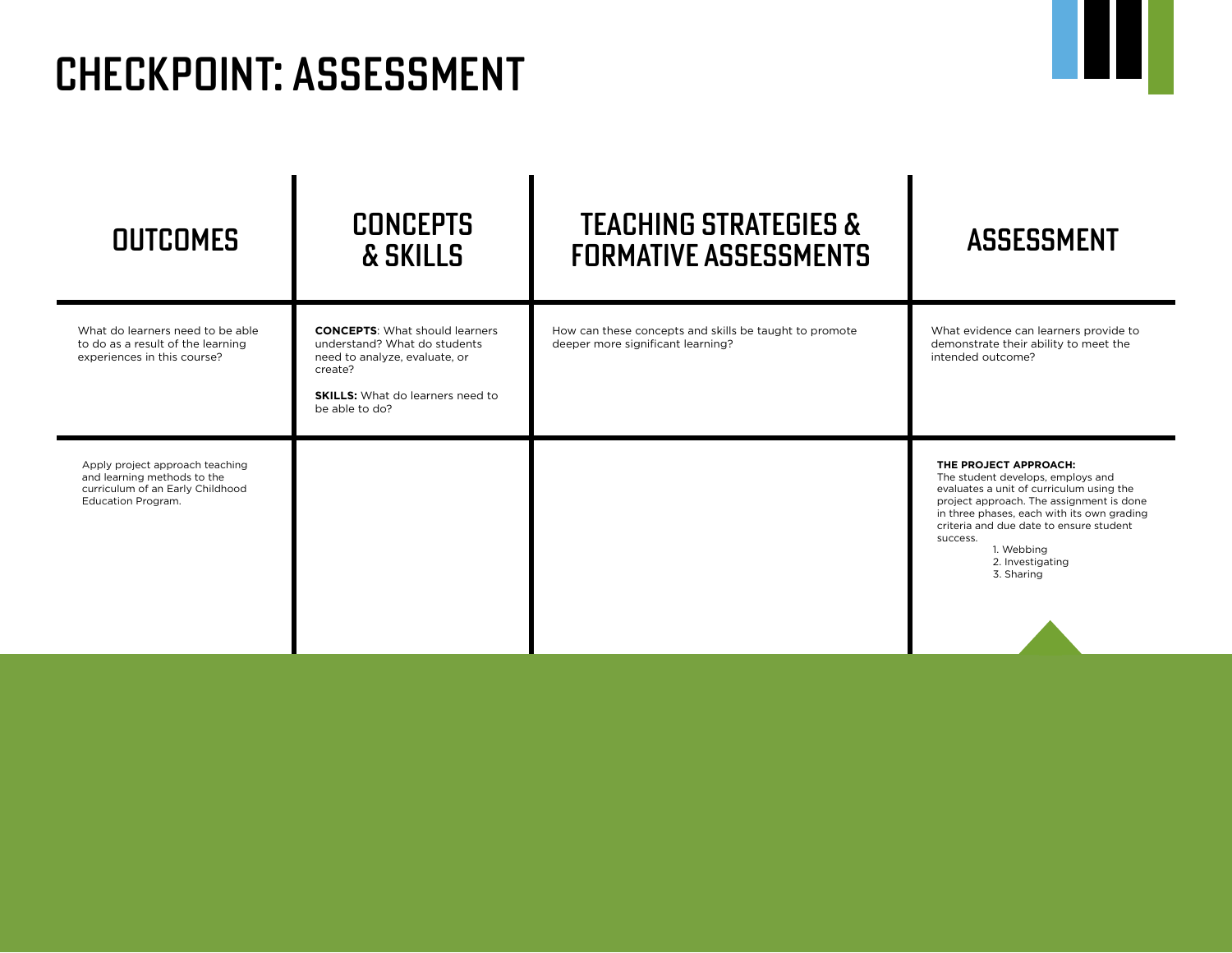# CHECKPOINT: ASSESSMENT

| OUTCOMES | CONCEPTS & SKILLS | TEACHING STRATEGIES & FORMATIVE ASSESSMENTS | ASSESSMENT |
|---|---|---|---|
| What do learners need to be able to do as a result of the learning experiences in this course? | **CONCEPTS**: What should learners understand? What do students need to analyze, evaluate, or create?<br><br>**SKILLS:** What do learners need to be able to do? | How can these concepts and skills be taught to promote deeper more significant learning? | What evidence can learners provide to demonstrate their ability to meet the intended outcome? |
| Apply project approach teaching and learning methods to the curriculum of an Early Childhood Education Program. | | | **THE PROJECT APPROACH:**<br>The student develops, employs and evaluates a unit of curriculum using the project approach. The assignment is done in three phases, each with its own grading criteria and due date to ensure student success.<br>1. Webbing<br>2. Investigating<br>3. Sharing |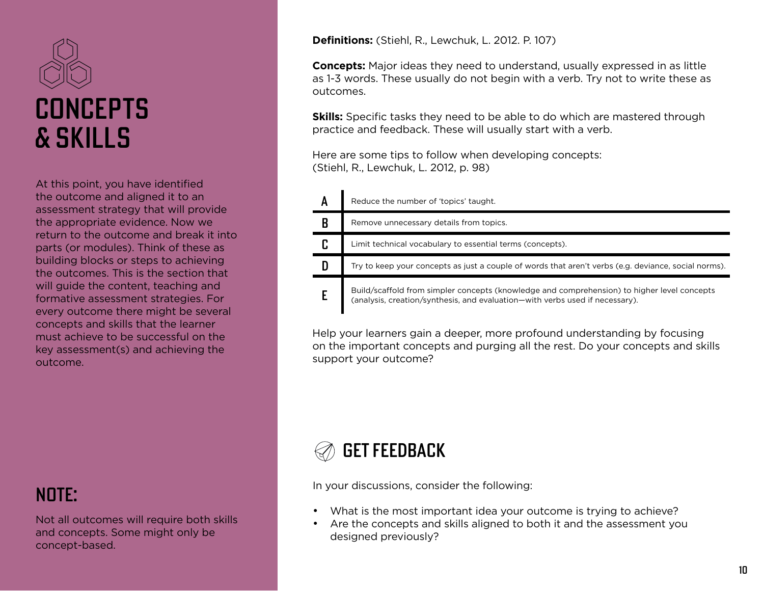# CONCEPTS & SKILLS

At this point, you have identified the outcome and aligned it to an assessment strategy that will provide the appropriate evidence. Now we return to the outcome and break it into parts (or modules). Think of these as building blocks or steps to achieving the outcomes. This is the section that will guide the content, teaching and formative assessment strategies. For every outcome there might be several concepts and skills that the learner must achieve to be successful on the key assessment(s) and achieving the outcome.

## NOTE:

Not all outcomes will require both skills and concepts. Some might only be concept-based.

**Definitions:** (Stiehl, R., Lewchuk, L. 2012. P. 107)

**Concepts:** Major ideas they need to understand, usually expressed in as little as 1-3 words. These usually do not begin with a verb. Try not to write these as outcomes.

**Skills:** Specific tasks they need to be able to do which are mastered through practice and feedback. These will usually start with a verb.

Here are some tips to follow when developing concepts:
(Stiehl, R., Lewchuk, L. 2012, p. 98)

| | |
|---|---|
| A | Reduce the number of 'topics' taught. |
| B | Remove unnecessary details from topics. |
| C | Limit technical vocabulary to essential terms (concepts). |
| D | Try to keep your concepts as just a couple of words that aren't verbs (e.g. deviance, social norms). |
| E | Build/scaffold from simpler concepts (knowledge and comprehension) to higher level concepts (analysis, creation/synthesis, and evaluation—with verbs used if necessary). |

Help your learners gain a deeper, more profound understanding by focusing on the important concepts and purging all the rest. Do your concepts and skills support your outcome?

## GET FEEDBACK

In your discussions, consider the following:

- What is the most important idea your outcome is trying to achieve?
- Are the concepts and skills aligned to both it and the assessment you designed previously?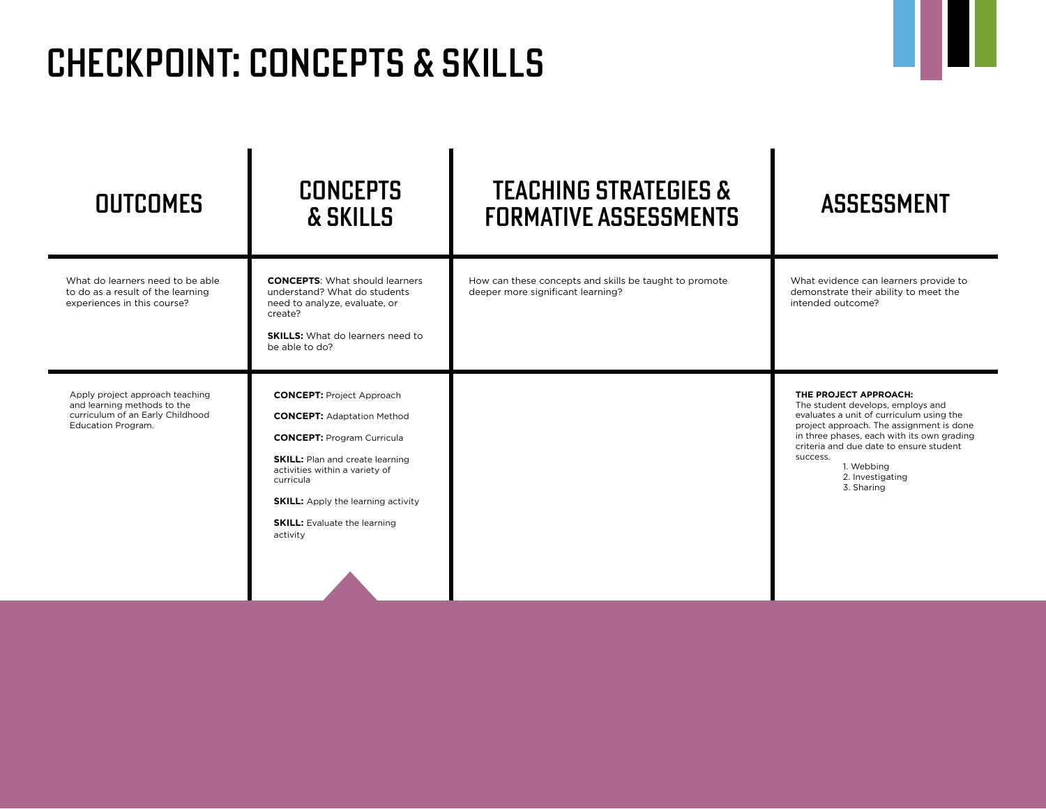# CHECKPOINT: CONCEPTS & SKILLS

| OUTCOMES | CONCEPTS & SKILLS | TEACHING STRATEGIES & FORMATIVE ASSESSMENTS | ASSESSMENT |
|---|---|---|---|
| What do learners need to be able to do as a result of the learning experiences in this course? | **CONCEPTS**: What should learners understand? What do students need to analyze, evaluate, or create?<br><br>**SKILLS:** What do learners need to be able to do? | How can these concepts and skills be taught to promote deeper more significant learning? | What evidence can learners provide to demonstrate their ability to meet the intended outcome? |
| Apply project approach teaching and learning methods to the curriculum of an Early Childhood Education Program. | **CONCEPT:** Project Approach<br><br>**CONCEPT:** Adaptation Method<br><br>**CONCEPT:** Program Curricula<br><br>**SKILL:** Plan and create learning activities within a variety of curricula<br><br>**SKILL:** Apply the learning activity<br><br>**SKILL:** Evaluate the learning activity | | **THE PROJECT APPROACH:**<br>The student develops, employs and evaluates a unit of curriculum using the project approach. The assignment is done in three phases, each with its own grading criteria and due date to ensure student success.<br>1. Webbing<br>2. Investigating<br>3. Sharing |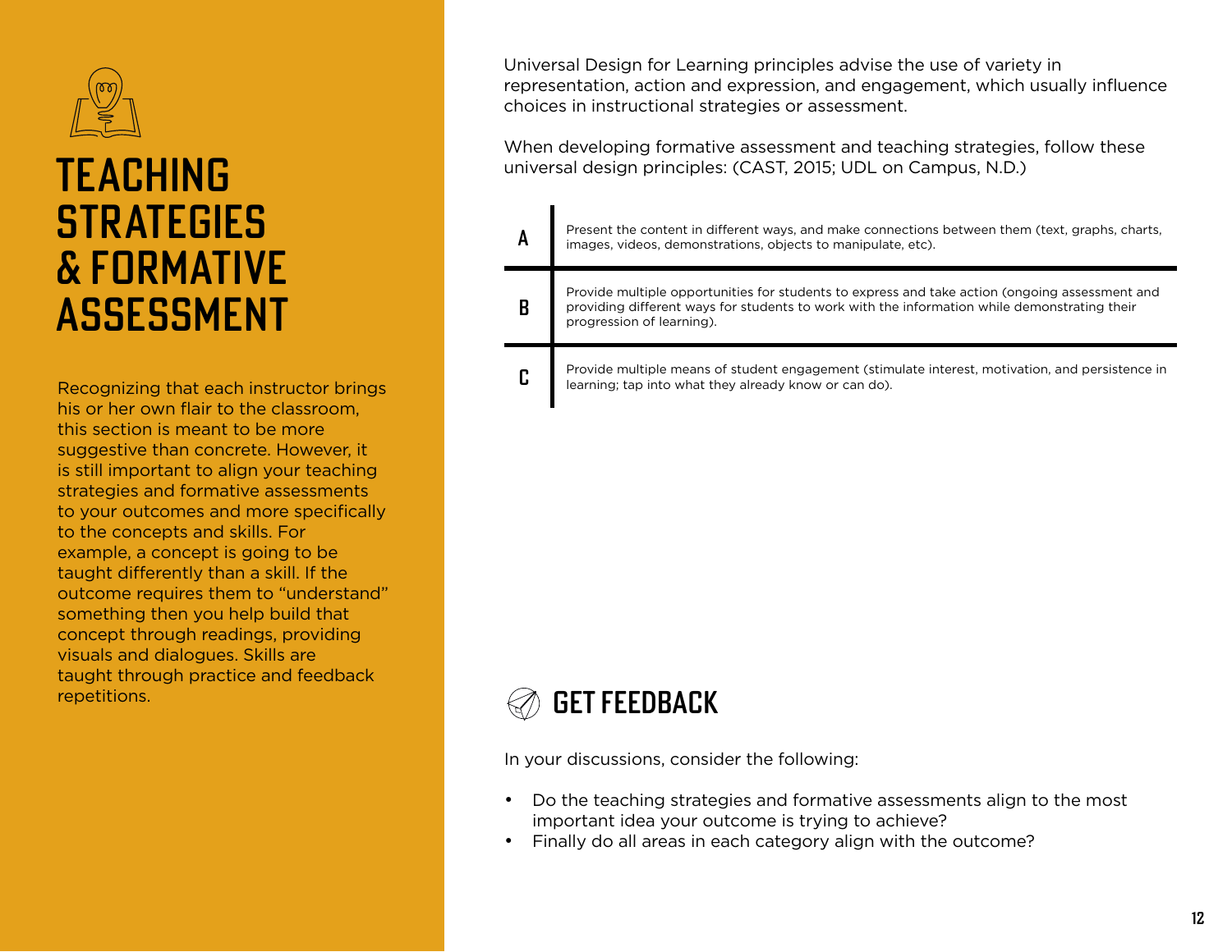# TEACHING STRATEGIES & FORMATIVE ASSESSMENT

Recognizing that each instructor brings his or her own flair to the classroom, this section is meant to be more suggestive than concrete. However, it is still important to align your teaching strategies and formative assessments to your outcomes and more specifically to the concepts and skills. For example, a concept is going to be taught differently than a skill. If the outcome requires them to "understand" something then you help build that concept through readings, providing visuals and dialogues. Skills are taught through practice and feedback repetitions.

Universal Design for Learning principles advise the use of variety in representation, action and expression, and engagement, which usually influence choices in instructional strategies or assessment.

When developing formative assessment and teaching strategies, follow these universal design principles: (CAST, 2015; UDL on Campus, N.D.)

| | |
|---|---|
| A | Present the content in different ways, and make connections between them (text, graphs, charts, images, videos, demonstrations, objects to manipulate, etc). |
| B | Provide multiple opportunities for students to express and take action (ongoing assessment and providing different ways for students to work with the information while demonstrating their progression of learning). |
| C | Provide multiple means of student engagement (stimulate interest, motivation, and persistence in learning; tap into what they already know or can do). |

## GET FEEDBACK

In your discussions, consider the following:

- Do the teaching strategies and formative assessments align to the most important idea your outcome is trying to achieve?
- Finally do all areas in each category align with the outcome?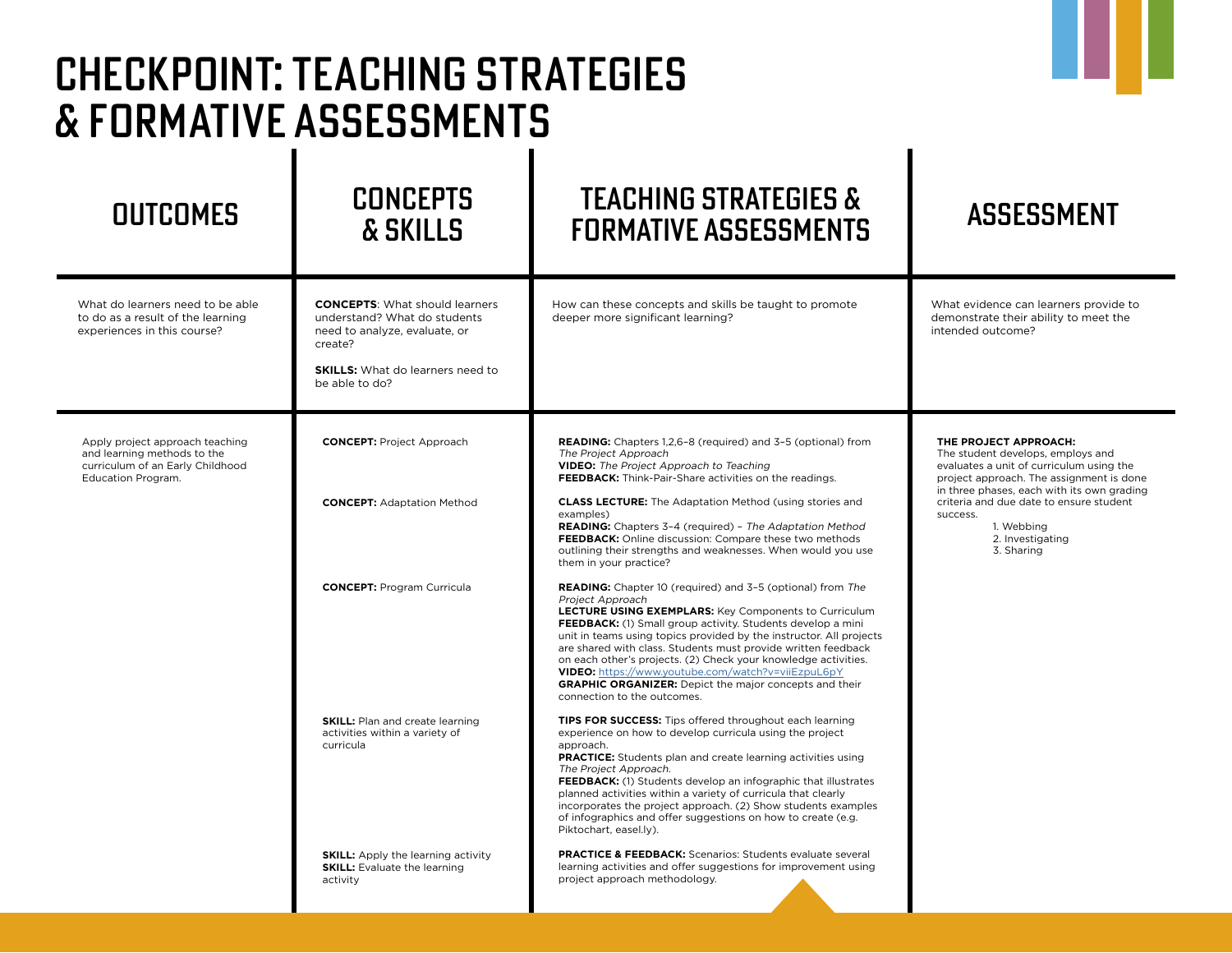# CHECKPOINT: TEACHING STRATEGIES & FORMATIVE ASSESSMENTS

| OUTCOMES | CONCEPTS & SKILLS | TEACHING STRATEGIES & FORMATIVE ASSESSMENTS | ASSESSMENT |
|---|---|---|---|
| What do learners need to be able to do as a result of the learning experiences in this course? | **CONCEPTS**: What should learners understand? What do students need to analyze, evaluate, or create?<br><br>**SKILLS:** What do learners need to be able to do? | How can these concepts and skills be taught to promote deeper more significant learning? | What evidence can learners provide to demonstrate their ability to meet the intended outcome? |
| Apply project approach teaching and learning methods to the curriculum of an Early Childhood Education Program. | **CONCEPT:** Project Approach | **READING:** Chapters 1,2,6–8 (required) and 3–5 (optional) from *The Project Approach*<br>**VIDEO:** *The Project Approach to Teaching*<br>**FEEDBACK:** Think-Pair-Share activities on the readings. | **THE PROJECT APPROACH:**<br>The student develops, employs and evaluates a unit of curriculum using the project approach. The assignment is done in three phases, each with its own grading criteria and due date to ensure student success.<br>1. Webbing<br>2. Investigating<br>3. Sharing |
| | **CONCEPT:** Adaptation Method | **CLASS LECTURE:** The Adaptation Method (using stories and examples)<br>**READING:** Chapters 3–4 (required) – *The Adaptation Method*<br>**FEEDBACK:** Online discussion: Compare these two methods outlining their strengths and weaknesses. When would you use them in your practice? | |
| | **CONCEPT:** Program Curricula | **READING:** Chapter 10 (required) and 3–5 (optional) from *The Project Approach*<br>**LECTURE USING EXEMPLARS:** Key Components to Curriculum<br>**FEEDBACK:** (1) Small group activity. Students develop a mini unit in teams using topics provided by the instructor. All projects are shared with class. Students must provide written feedback on each other's projects. (2) Check your knowledge activities.<br>**VIDEO:** https://www.youtube.com/watch?v=viiEzpuL6pY<br>**GRAPHIC ORGANIZER:** Depict the major concepts and their connection to the outcomes. | |
| | **SKILL:** Plan and create learning activities within a variety of curricula | **TIPS FOR SUCCESS:** Tips offered throughout each learning experience on how to develop curricula using the project approach.<br>**PRACTICE:** Students plan and create learning activities using *The Project Approach.*<br>**FEEDBACK:** (1) Students develop an infographic that illustrates planned activities within a variety of curricula that clearly incorporates the project approach. (2) Show students examples of infographics and offer suggestions on how to create (e.g. Piktochart, easel.ly). | |
| | **SKILL:** Apply the learning activity<br>**SKILL:** Evaluate the learning activity | **PRACTICE & FEEDBACK:** Scenarios: Students evaluate several learning activities and offer suggestions for improvement using project approach methodology. | |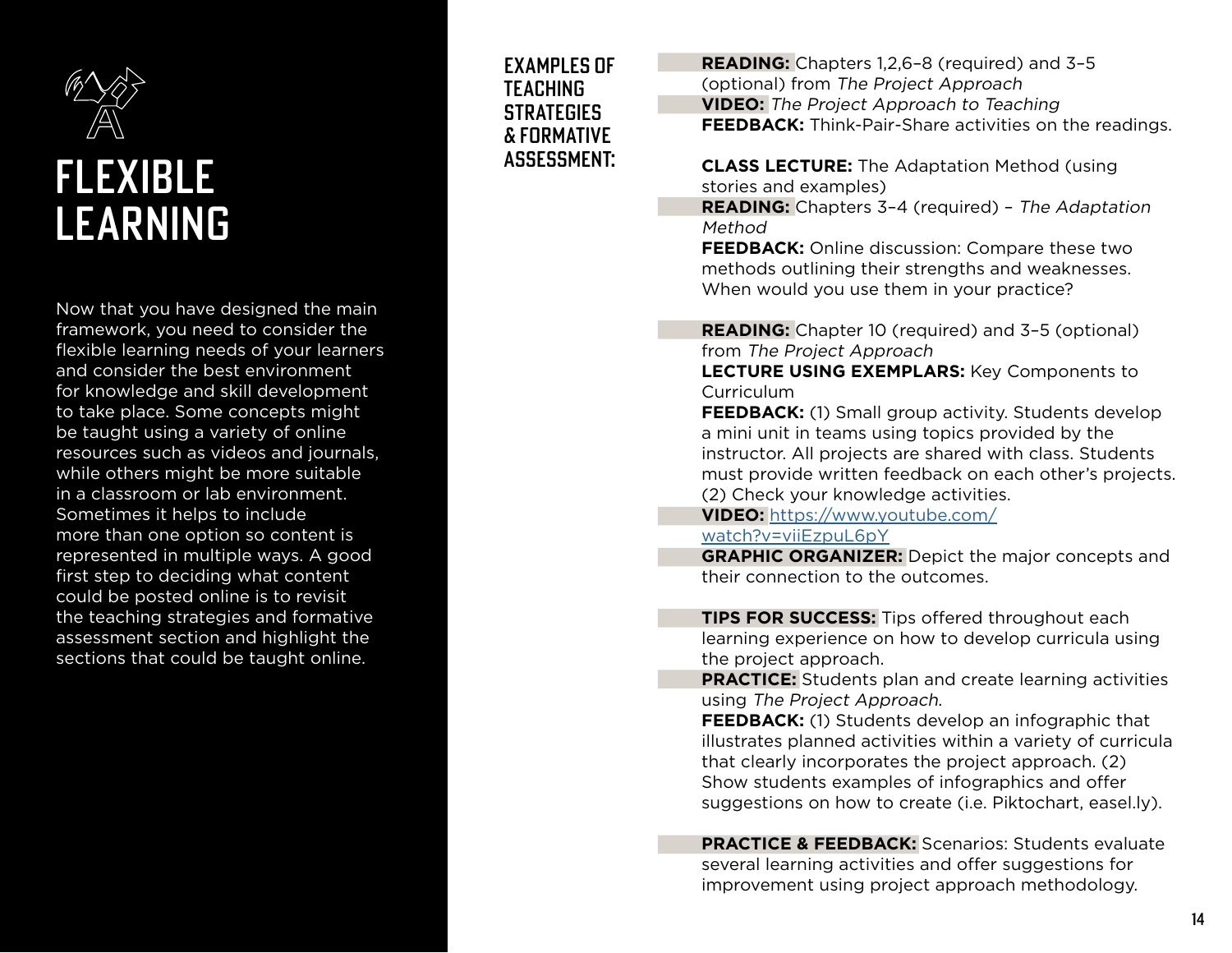# FLEXIBLE LEARNING

Now that you have designed the main framework, you need to consider the flexible learning needs of your learners and consider the best environment for knowledge and skill development to take place. Some concepts might be taught using a variety of online resources such as videos and journals, while others might be more suitable in a classroom or lab environment. Sometimes it helps to include more than one option so content is represented in multiple ways. A good first step to deciding what content could be posted online is to revisit the teaching strategies and formative assessment section and highlight the sections that could be taught online.

## EXAMPLES OF TEACHING STRATEGIES & FORMATIVE ASSESSMENT:

**READING:** Chapters 1,2,6–8 (required) and 3–5 (optional) from *The Project Approach*
**VIDEO:** *The Project Approach to Teaching*
**FEEDBACK:** Think-Pair-Share activities on the readings.

**CLASS LECTURE:** The Adaptation Method (using stories and examples)
**READING:** Chapters 3–4 (required) – *The Adaptation Method*
**FEEDBACK:** Online discussion: Compare these two methods outlining their strengths and weaknesses. When would you use them in your practice?

**READING:** Chapter 10 (required) and 3–5 (optional) from *The Project Approach*
**LECTURE USING EXEMPLARS:** Key Components to Curriculum
**FEEDBACK:** (1) Small group activity. Students develop a mini unit in teams using topics provided by the instructor. All projects are shared with class. Students must provide written feedback on each other's projects. (2) Check your knowledge activities.
**VIDEO:** https://www.youtube.com/watch?v=viiEzpuL6pY
**GRAPHIC ORGANIZER:** Depict the major concepts and their connection to the outcomes.

**TIPS FOR SUCCESS:** Tips offered throughout each learning experience on how to develop curricula using the project approach.
**PRACTICE:** Students plan and create learning activities using *The Project Approach*.
**FEEDBACK:** (1) Students develop an infographic that illustrates planned activities within a variety of curricula that clearly incorporates the project approach. (2) Show students examples of infographics and offer suggestions on how to create (i.e. Piktochart, easel.ly).

**PRACTICE & FEEDBACK:** Scenarios: Students evaluate several learning activities and offer suggestions for improvement using project approach methodology.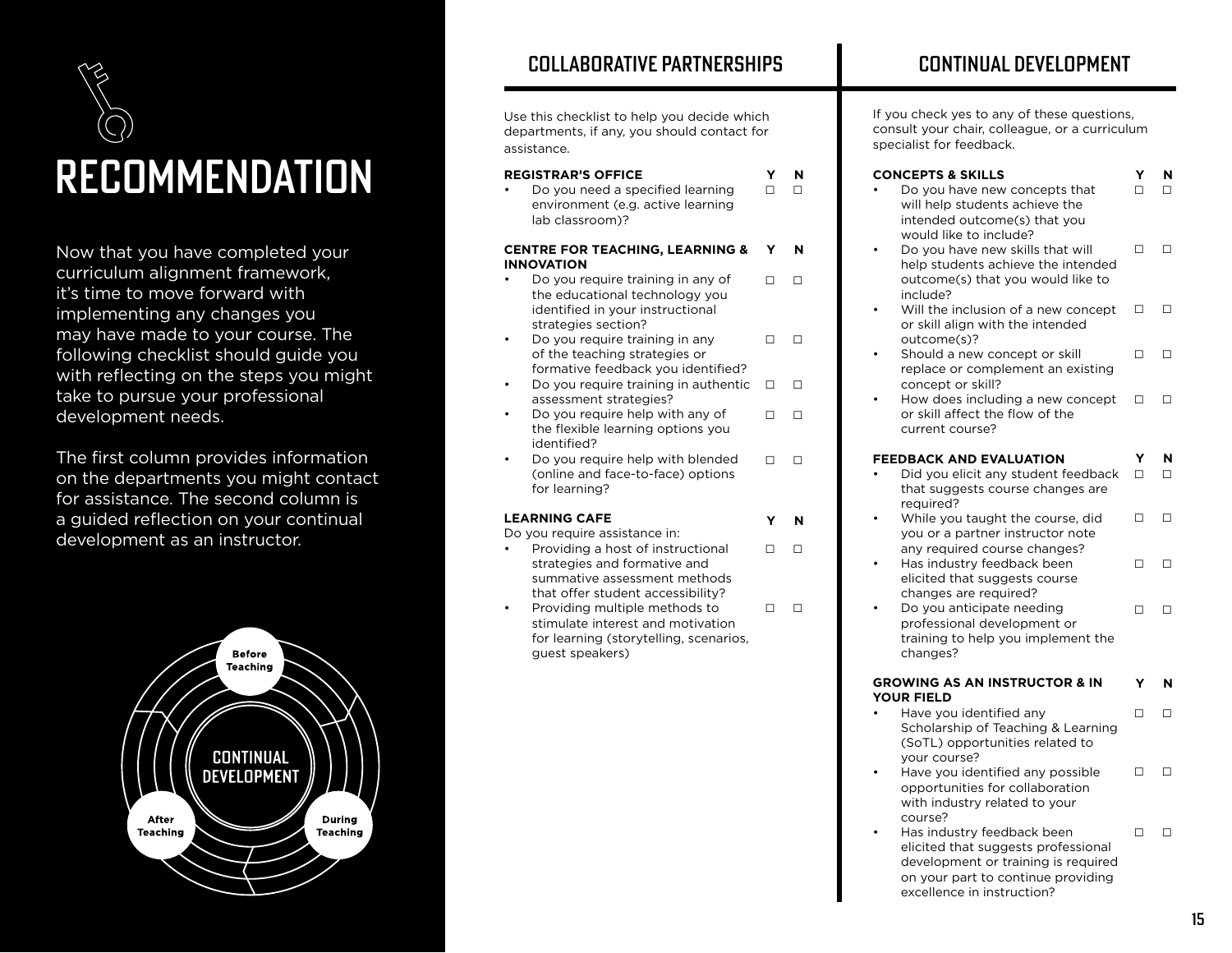# RECOMMENDATION

Now that you have completed your curriculum alignment framework, it's time to move forward with implementing any changes you may have made to your course. The following checklist should guide you with reflecting on the steps you might take to pursue your professional development needs.

The first column provides information on the departments you might contact for assistance. The second column is a guided reflection on your continual development as an instructor.

Before Teaching
CONTINUAL DEVELOPMENT
During Teaching
After Teaching

## COLLABORATIVE PARTNERSHIPS

Use this checklist to help you decide which departments, if any, you should contact for assistance.

| REGISTRAR'S OFFICE | Y | N |
|---|---|---|
| • Do you need a specified learning environment (e.g. active learning lab classroom)? | ☐ | ☐ |

| CENTRE FOR TEACHING, LEARNING & INNOVATION | Y | N |
|---|---|---|
| • Do you require training in any of the educational technology you identified in your instructional strategies section? | ☐ | ☐ |
| • Do you require training in any of the teaching strategies or formative feedback you identified? | ☐ | ☐ |
| • Do you require training in authentic assessment strategies? | ☐ | ☐ |
| • Do you require help with any of the flexible learning options you identified? | ☐ | ☐ |
| • Do you require help with blended (online and face-to-face) options for learning? | ☐ | ☐ |

| LEARNING CAFE<br>Do you require assistance in: | Y | N |
|---|---|---|
| • Providing a host of instructional strategies and formative and summative assessment methods that offer student accessibility? | ☐ | ☐ |
| • Providing multiple methods to stimulate interest and motivation for learning (storytelling, scenarios, guest speakers) | ☐ | ☐ |

## CONTINUAL DEVELOPMENT

If you check yes to any of these questions, consult your chair, colleague, or a curriculum specialist for feedback.

| CONCEPTS & SKILLS | Y | N |
|---|---|---|
| • Do you have new concepts that will help students achieve the intended outcome(s) that you would like to include? | ☐ | ☐ |
| • Do you have new skills that will help students achieve the intended outcome(s) that you would like to include? | ☐ | ☐ |
| • Will the inclusion of a new concept or skill align with the intended outcome(s)? | ☐ | ☐ |
| • Should a new concept or skill replace or complement an existing concept or skill? | ☐ | ☐ |
| • How does including a new concept or skill affect the flow of the current course? | ☐ | ☐ |

| FEEDBACK AND EVALUATION | Y | N |
|---|---|---|
| • Did you elicit any student feedback that suggests course changes are required? | ☐ | ☐ |
| • While you taught the course, did you or a partner instructor note any required course changes? | ☐ | ☐ |
| • Has industry feedback been elicited that suggests course changes are required? | ☐ | ☐ |
| • Do you anticipate needing professional development or training to help you implement the changes? | ☐ | ☐ |

| GROWING AS AN INSTRUCTOR & IN YOUR FIELD | Y | N |
|---|---|---|
| • Have you identified any Scholarship of Teaching & Learning (SoTL) opportunities related to your course? | ☐ | ☐ |
| • Have you identified any possible opportunities for collaboration with industry related to your course? | ☐ | ☐ |
| • Has industry feedback been elicited that suggests professional development or training is required on your part to continue providing excellence in instruction? | ☐ | ☐ |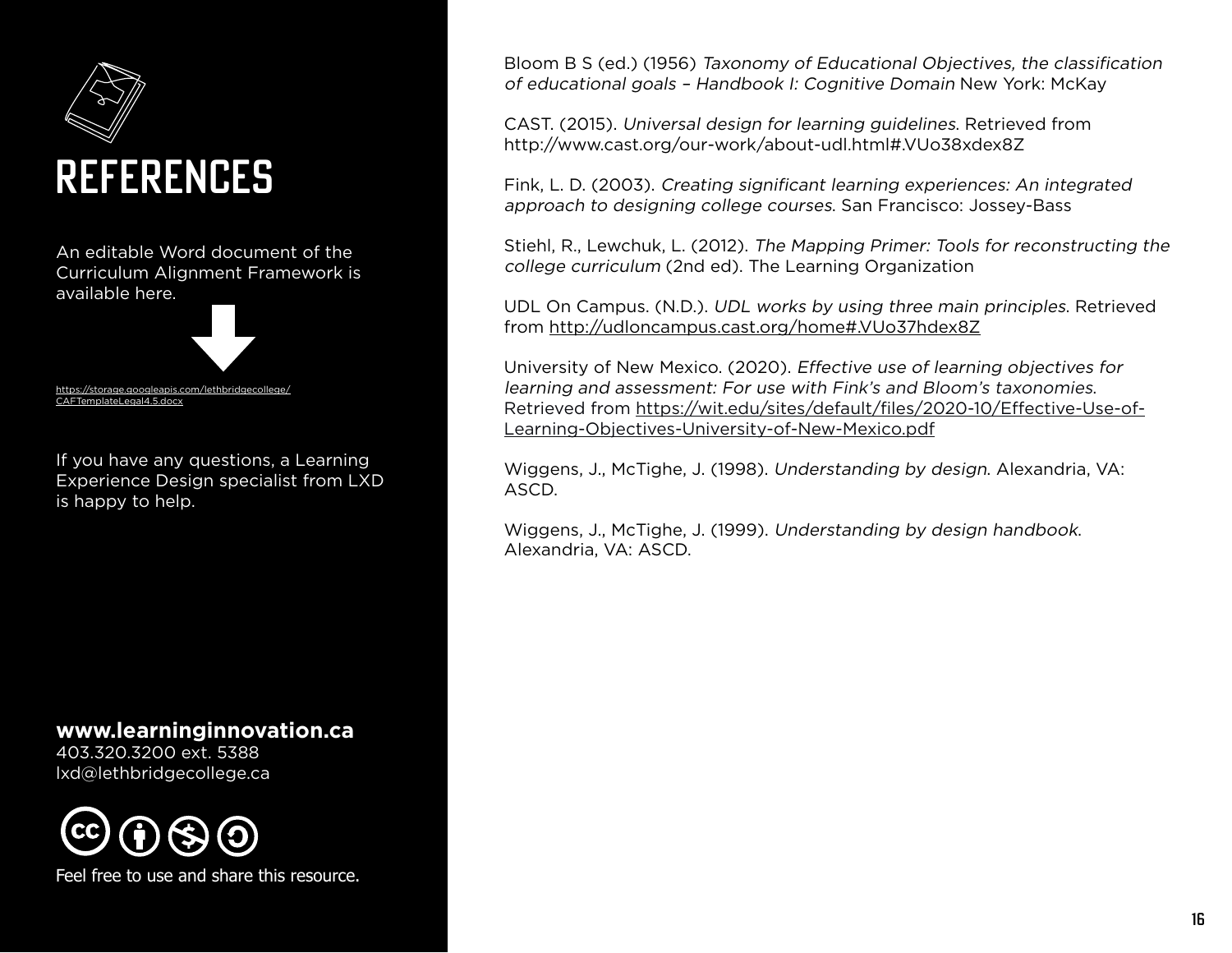# REFERENCES

An editable Word document of the Curriculum Alignment Framework is available here.

https://storage.googleapis.com/lethbridgecollege/CAFTemplateLegal4.5.docx

If you have any questions, a Learning Experience Design specialist from LXD is happy to help.

**www.learninginnovation.ca**
403.320.3200 ext. 5388
lxd@lethbridgecollege.ca

Feel free to use and share this resource.

Bloom B S (ed.) (1956) *Taxonomy of Educational Objectives, the classification of educational goals – Handbook I: Cognitive Domain* New York: McKay

CAST. (2015). *Universal design for learning guidelines.* Retrieved from http://www.cast.org/our-work/about-udl.html#.VUo38xdex8Z

Fink, L. D. (2003). *Creating significant learning experiences: An integrated approach to designing college courses.* San Francisco: Jossey-Bass

Stiehl, R., Lewchuk, L. (2012). *The Mapping Primer: Tools for reconstructing the college curriculum* (2nd ed). The Learning Organization

UDL On Campus. (N.D.). *UDL works by using three main principles.* Retrieved from http://udloncampus.cast.org/home#.VUo37hdex8Z

University of New Mexico. (2020). *Effective use of learning objectives for learning and assessment: For use with Fink's and Bloom's taxonomies.* Retrieved from https://wit.edu/sites/default/files/2020-10/Effective-Use-of-Learning-Objectives-University-of-New-Mexico.pdf

Wiggens, J., McTighe, J. (1998). *Understanding by design.* Alexandria, VA: ASCD.

Wiggens, J., McTighe, J. (1999). *Understanding by design handbook.* Alexandria, VA: ASCD.